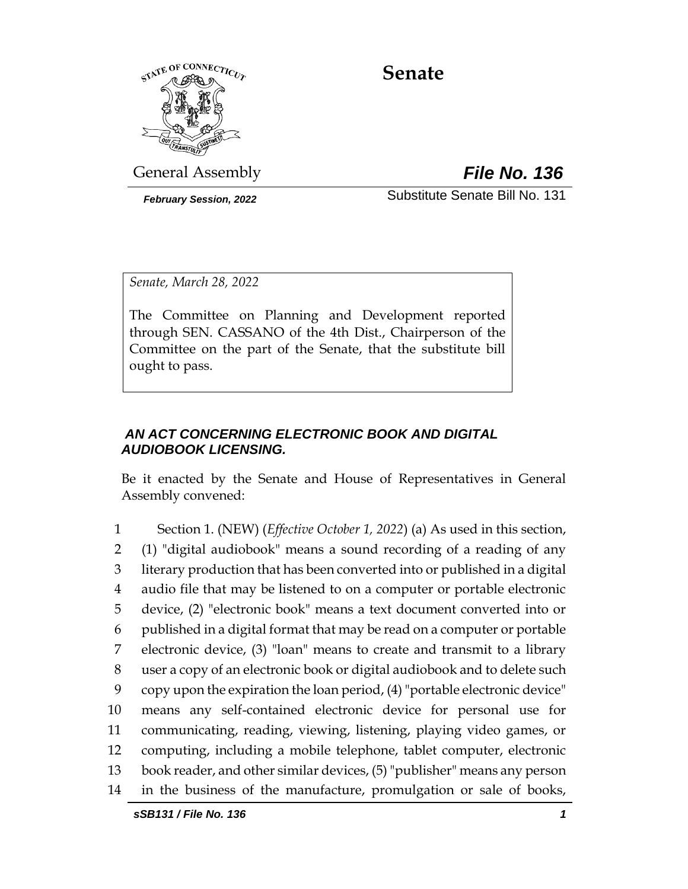# Senate

General Assembly

***File No. 136***

***February Session, 2022***

Substitute Senate Bill No. 131

*Senate, March 28, 2022*

The Committee on Planning and Development reported through SEN. CASSANO of the 4th Dist., Chairperson of the Committee on the part of the Senate, that the substitute bill ought to pass.

***AN ACT CONCERNING ELECTRONIC BOOK AND DIGITAL AUDIOBOOK LICENSING.***

Be it enacted by the Senate and House of Representatives in General Assembly convened:

1 Section 1. (NEW) (*Effective October 1, 2022*) (a) As used in this section,
2 (1) "digital audiobook" means a sound recording of a reading of any
3 literary production that has been converted into or published in a digital
4 audio file that may be listened to on a computer or portable electronic
5 device, (2) "electronic book" means a text document converted into or
6 published in a digital format that may be read on a computer or portable
7 electronic device, (3) "loan" means to create and transmit to a library
8 user a copy of an electronic book or digital audiobook and to delete such
9 copy upon the expiration the loan period, (4) "portable electronic device"
10 means any self-contained electronic device for personal use for
11 communicating, reading, viewing, listening, playing video games, or
12 computing, including a mobile telephone, tablet computer, electronic
13 book reader, and other similar devices, (5) "publisher" means any person
14 in the business of the manufacture, promulgation or sale of books,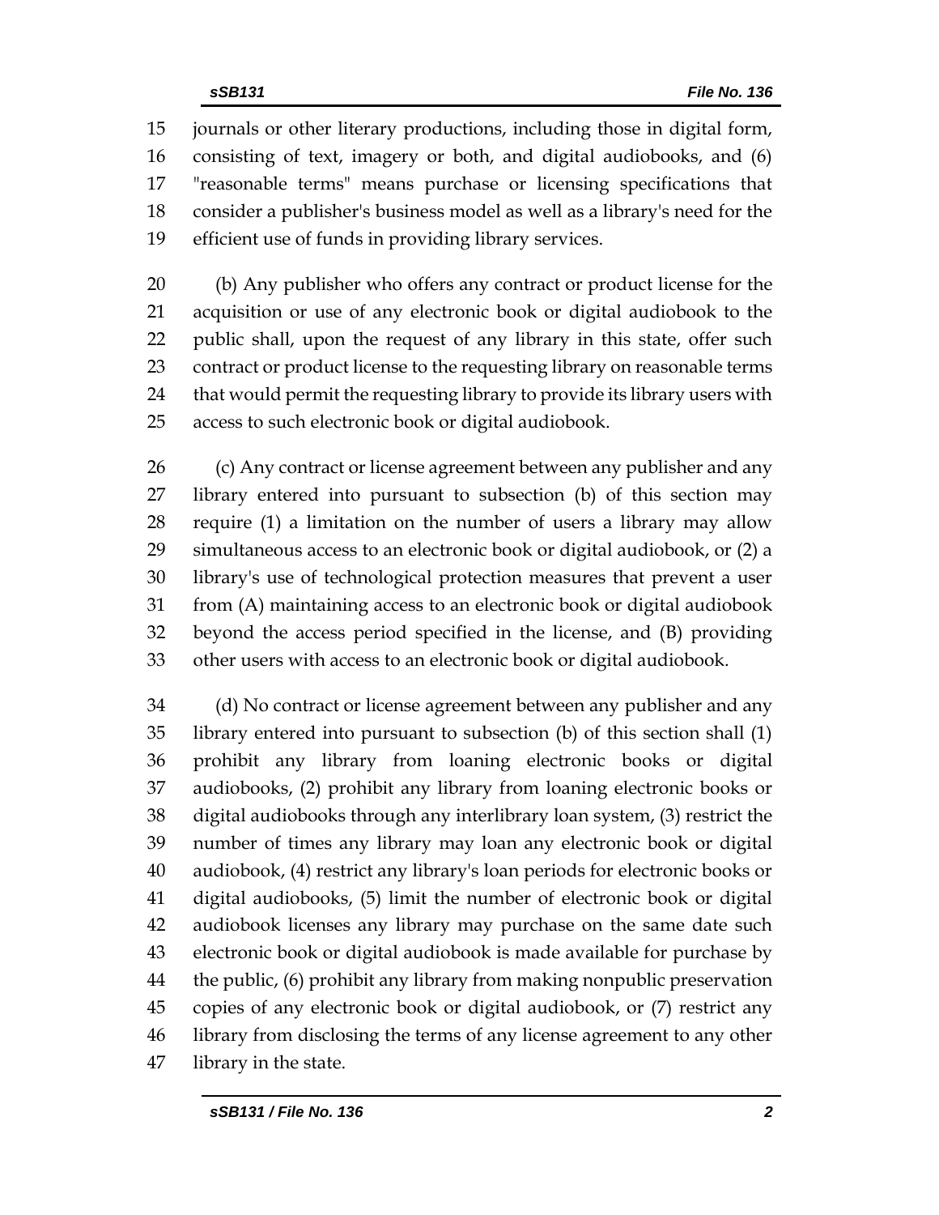journals or other literary productions, including those in digital form, consisting of text, imagery or both, and digital audiobooks, and (6) "reasonable terms" means purchase or licensing specifications that consider a publisher's business model as well as a library's need for the efficient use of funds in providing library services.

(b) Any publisher who offers any contract or product license for the acquisition or use of any electronic book or digital audiobook to the public shall, upon the request of any library in this state, offer such contract or product license to the requesting library on reasonable terms that would permit the requesting library to provide its library users with access to such electronic book or digital audiobook.

(c) Any contract or license agreement between any publisher and any library entered into pursuant to subsection (b) of this section may require (1) a limitation on the number of users a library may allow simultaneous access to an electronic book or digital audiobook, or (2) a library's use of technological protection measures that prevent a user from (A) maintaining access to an electronic book or digital audiobook beyond the access period specified in the license, and (B) providing other users with access to an electronic book or digital audiobook.

(d) No contract or license agreement between any publisher and any library entered into pursuant to subsection (b) of this section shall (1) prohibit any library from loaning electronic books or digital audiobooks, (2) prohibit any library from loaning electronic books or digital audiobooks through any interlibrary loan system, (3) restrict the number of times any library may loan any electronic book or digital audiobook, (4) restrict any library's loan periods for electronic books or digital audiobooks, (5) limit the number of electronic book or digital audiobook licenses any library may purchase on the same date such electronic book or digital audiobook is made available for purchase by the public, (6) prohibit any library from making nonpublic preservation copies of any electronic book or digital audiobook, or (7) restrict any library from disclosing the terms of any license agreement to any other library in the state.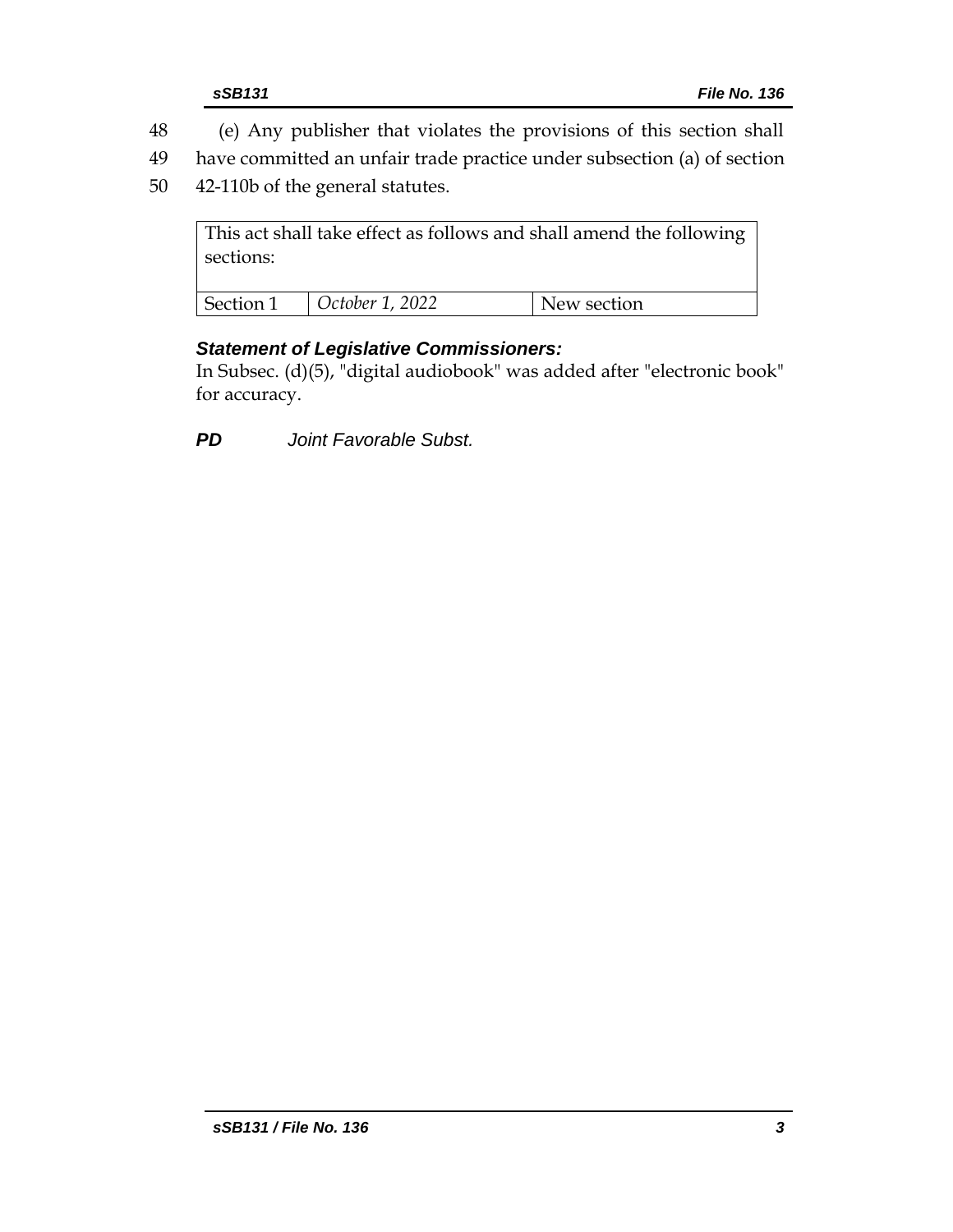48 (e) Any publisher that violates the provisions of this section shall
49 have committed an unfair trade practice under subsection (a) of section
50 42-110b of the general statutes.

| This act shall take effect as follows and shall amend the following sections: | | |
|---|---|---|
| Section 1 | *October 1, 2022* | New section |

***Statement of Legislative Commissioners:***

In Subsec. (d)(5), "digital audiobook" was added after "electronic book" for accuracy.

***PD*** *Joint Favorable Subst.*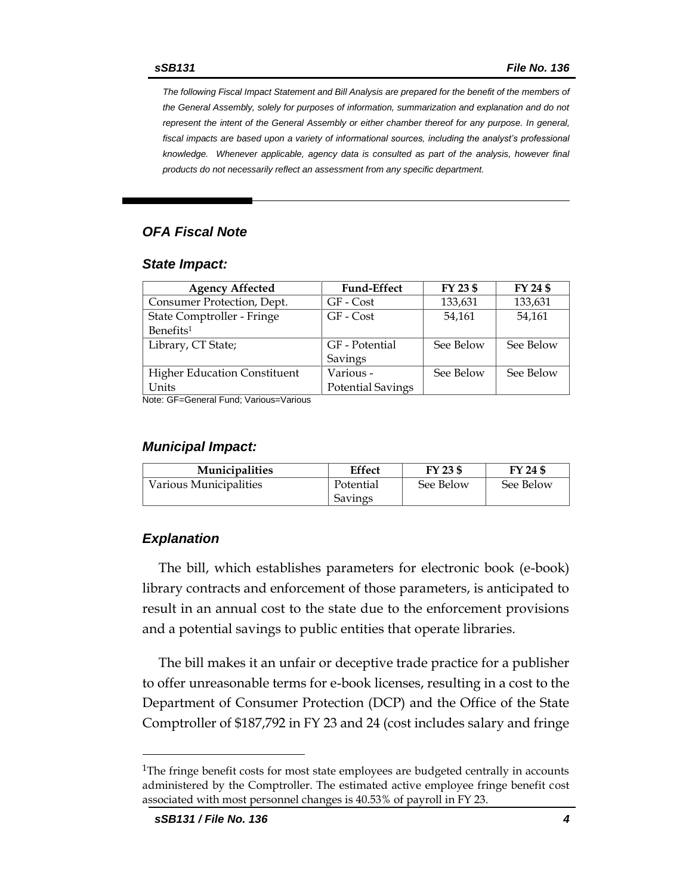*The following Fiscal Impact Statement and Bill Analysis are prepared for the benefit of the members of the General Assembly, solely for purposes of information, summarization and explanation and do not represent the intent of the General Assembly or either chamber thereof for any purpose. In general, fiscal impacts are based upon a variety of informational sources, including the analyst's professional knowledge. Whenever applicable, agency data is consulted as part of the analysis, however final products do not necessarily reflect an assessment from any specific department.*

## OFA Fiscal Note

### State Impact:

| Agency Affected | Fund-Effect | FY 23 $ | FY 24 $ |
|---|---|---|---|
| Consumer Protection, Dept. | GF - Cost | 133,631 | 133,631 |
| State Comptroller - Fringe Benefits[1] | GF - Cost | 54,161 | 54,161 |
| Library, CT State; | GF - Potential Savings | See Below | See Below |
| Higher Education Constituent Units | Various - Potential Savings | See Below | See Below |

Note: GF=General Fund; Various=Various

### Municipal Impact:

| Municipalities | Effect | FY 23 $ | FY 24 $ |
|---|---|---|---|
| Various Municipalities | Potential Savings | See Below | See Below |

### Explanation

The bill, which establishes parameters for electronic book (e-book) library contracts and enforcement of those parameters, is anticipated to result in an annual cost to the state due to the enforcement provisions and a potential savings to public entities that operate libraries.

The bill makes it an unfair or deceptive trade practice for a publisher to offer unreasonable terms for e-book licenses, resulting in a cost to the Department of Consumer Protection (DCP) and the Office of the State Comptroller of $187,792 in FY 23 and 24 (cost includes salary and fringe

[1]The fringe benefit costs for most state employees are budgeted centrally in accounts administered by the Comptroller. The estimated active employee fringe benefit cost associated with most personnel changes is 40.53% of payroll in FY 23.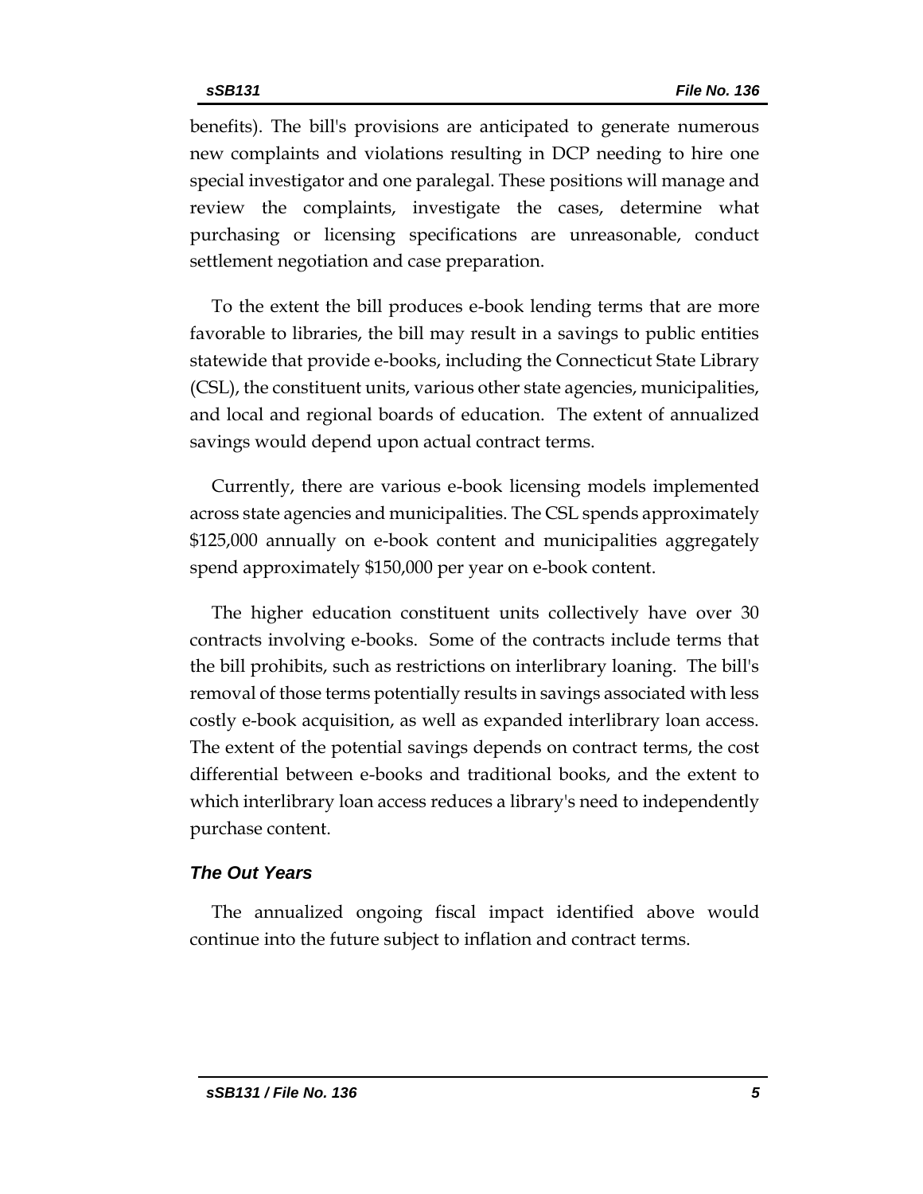benefits). The bill's provisions are anticipated to generate numerous new complaints and violations resulting in DCP needing to hire one special investigator and one paralegal. These positions will manage and review the complaints, investigate the cases, determine what purchasing or licensing specifications are unreasonable, conduct settlement negotiation and case preparation.

To the extent the bill produces e-book lending terms that are more favorable to libraries, the bill may result in a savings to public entities statewide that provide e-books, including the Connecticut State Library (CSL), the constituent units, various other state agencies, municipalities, and local and regional boards of education. The extent of annualized savings would depend upon actual contract terms.

Currently, there are various e-book licensing models implemented across state agencies and municipalities. The CSL spends approximately $125,000 annually on e-book content and municipalities aggregately spend approximately $150,000 per year on e-book content.

The higher education constituent units collectively have over 30 contracts involving e-books. Some of the contracts include terms that the bill prohibits, such as restrictions on interlibrary loaning. The bill's removal of those terms potentially results in savings associated with less costly e-book acquisition, as well as expanded interlibrary loan access. The extent of the potential savings depends on contract terms, the cost differential between e-books and traditional books, and the extent to which interlibrary loan access reduces a library's need to independently purchase content.

### *The Out Years*

The annualized ongoing fiscal impact identified above would continue into the future subject to inflation and contract terms.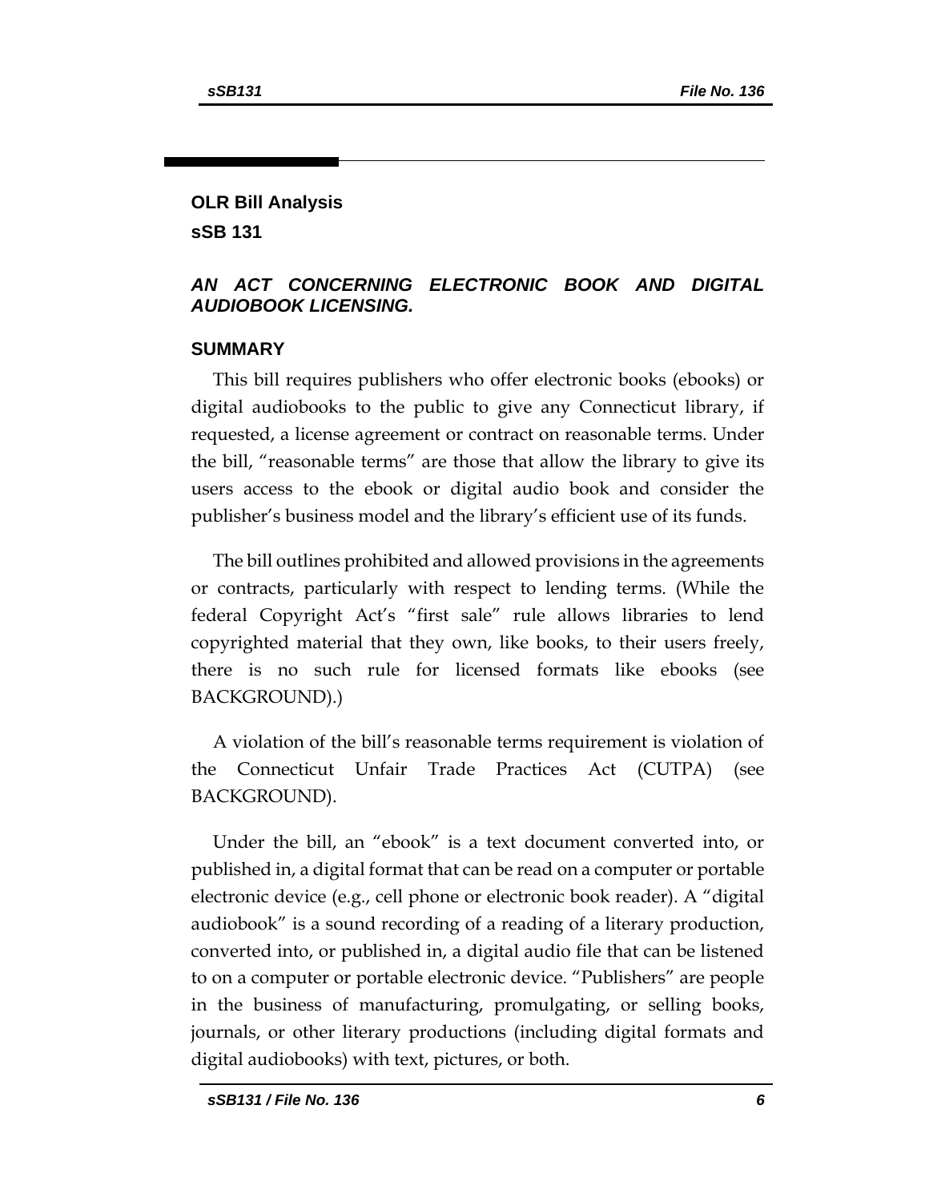## OLR Bill Analysis

## sSB 131

### *AN ACT CONCERNING ELECTRONIC BOOK AND DIGITAL AUDIOBOOK LICENSING.*

### SUMMARY

This bill requires publishers who offer electronic books (ebooks) or digital audiobooks to the public to give any Connecticut library, if requested, a license agreement or contract on reasonable terms. Under the bill, "reasonable terms" are those that allow the library to give its users access to the ebook or digital audio book and consider the publisher's business model and the library's efficient use of its funds.

The bill outlines prohibited and allowed provisions in the agreements or contracts, particularly with respect to lending terms. (While the federal Copyright Act's "first sale" rule allows libraries to lend copyrighted material that they own, like books, to their users freely, there is no such rule for licensed formats like ebooks (see BACKGROUND).)

A violation of the bill's reasonable terms requirement is violation of the Connecticut Unfair Trade Practices Act (CUTPA) (see BACKGROUND).

Under the bill, an "ebook" is a text document converted into, or published in, a digital format that can be read on a computer or portable electronic device (e.g., cell phone or electronic book reader). A "digital audiobook" is a sound recording of a reading of a literary production, converted into, or published in, a digital audio file that can be listened to on a computer or portable electronic device. "Publishers" are people in the business of manufacturing, promulgating, or selling books, journals, or other literary productions (including digital formats and digital audiobooks) with text, pictures, or both.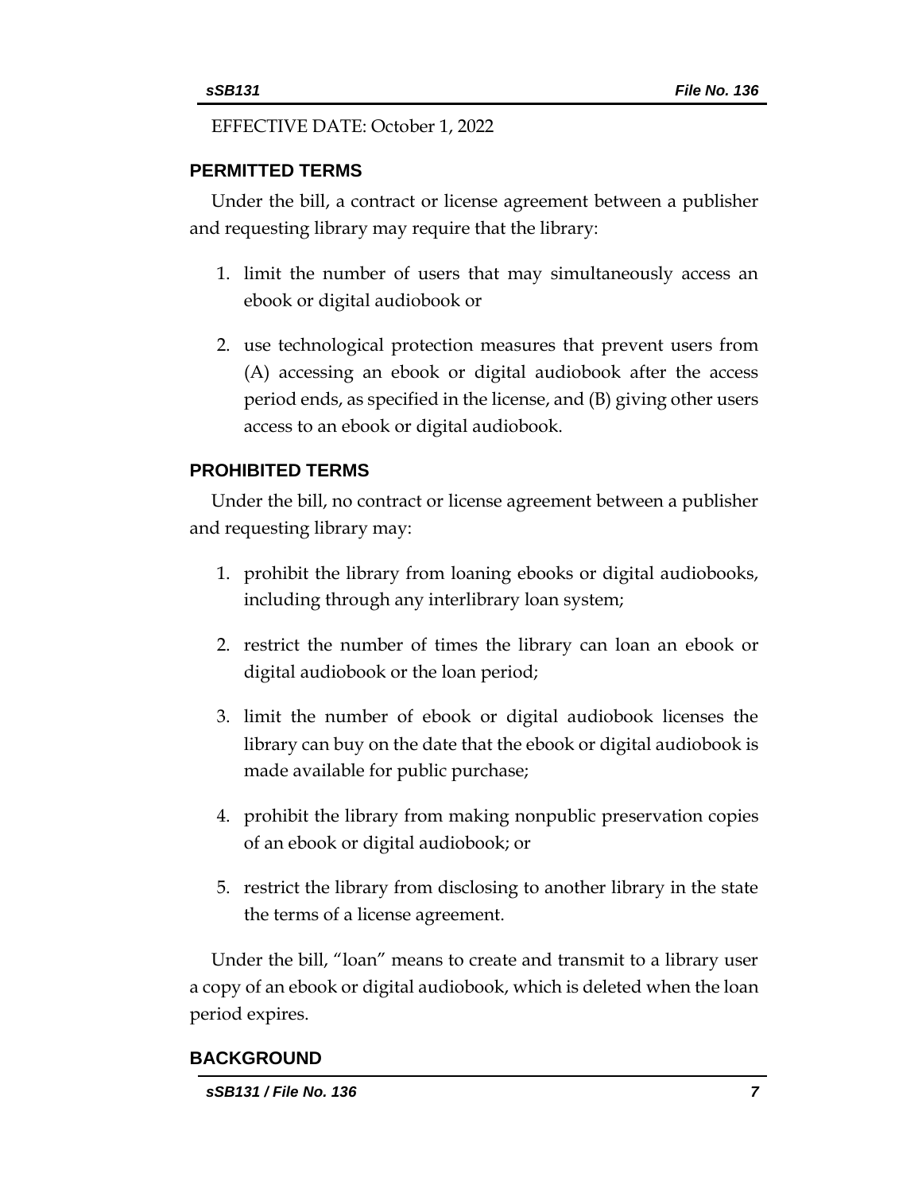EFFECTIVE DATE: October 1, 2022

## PERMITTED TERMS

Under the bill, a contract or license agreement between a publisher and requesting library may require that the library:

1. limit the number of users that may simultaneously access an ebook or digital audiobook or
2. use technological protection measures that prevent users from (A) accessing an ebook or digital audiobook after the access period ends, as specified in the license, and (B) giving other users access to an ebook or digital audiobook.

## PROHIBITED TERMS

Under the bill, no contract or license agreement between a publisher and requesting library may:

1. prohibit the library from loaning ebooks or digital audiobooks, including through any interlibrary loan system;
2. restrict the number of times the library can loan an ebook or digital audiobook or the loan period;
3. limit the number of ebook or digital audiobook licenses the library can buy on the date that the ebook or digital audiobook is made available for public purchase;
4. prohibit the library from making nonpublic preservation copies of an ebook or digital audiobook; or
5. restrict the library from disclosing to another library in the state the terms of a license agreement.

Under the bill, "loan" means to create and transmit to a library user a copy of an ebook or digital audiobook, which is deleted when the loan period expires.

## BACKGROUND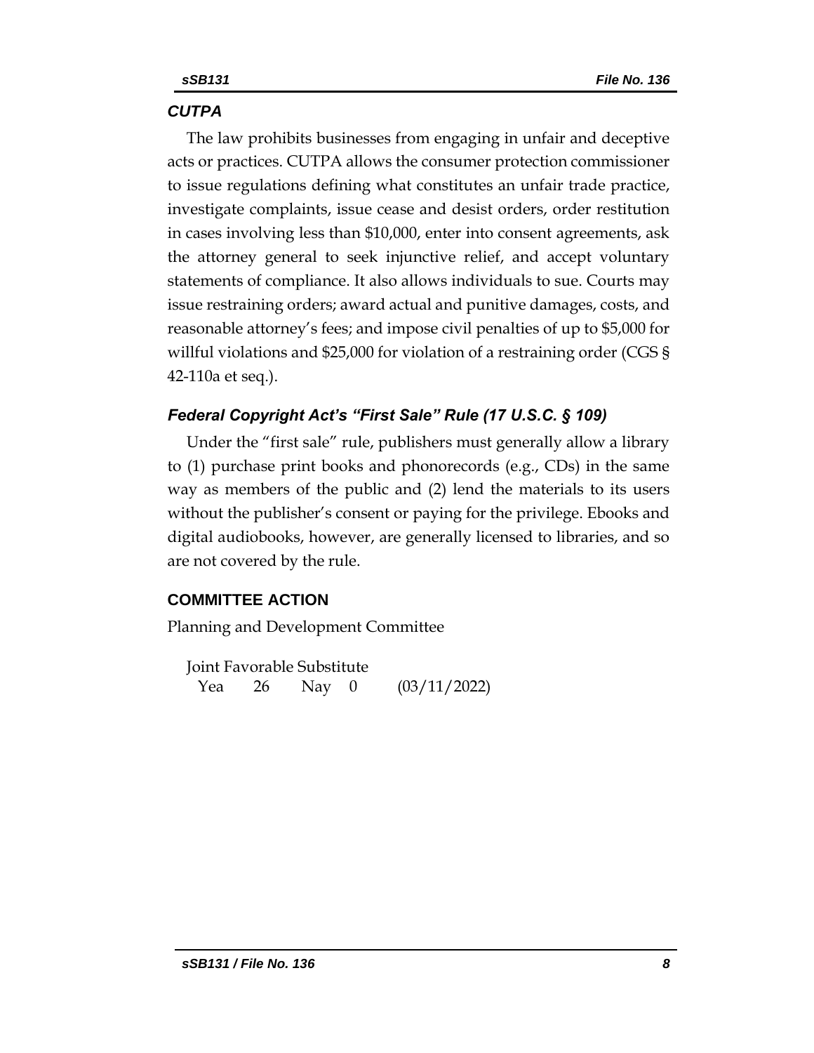### *CUTPA*

The law prohibits businesses from engaging in unfair and deceptive acts or practices. CUTPA allows the consumer protection commissioner to issue regulations defining what constitutes an unfair trade practice, investigate complaints, issue cease and desist orders, order restitution in cases involving less than $10,000, enter into consent agreements, ask the attorney general to seek injunctive relief, and accept voluntary statements of compliance. It also allows individuals to sue. Courts may issue restraining orders; award actual and punitive damages, costs, and reasonable attorney's fees; and impose civil penalties of up to $5,000 for willful violations and $25,000 for violation of a restraining order (CGS § 42-110a et seq.).

### *Federal Copyright Act's "First Sale" Rule (17 U.S.C. § 109)*

Under the "first sale" rule, publishers must generally allow a library to (1) purchase print books and phonorecords (e.g., CDs) in the same way as members of the public and (2) lend the materials to its users without the publisher's consent or paying for the privilege. Ebooks and digital audiobooks, however, are generally licensed to libraries, and so are not covered by the rule.

## COMMITTEE ACTION

Planning and Development Committee

| | | | | |
|---|---|---|---|---|
| Joint Favorable Substitute | | | | |
| Yea | 26 | Nay | 0 | (03/11/2022) |